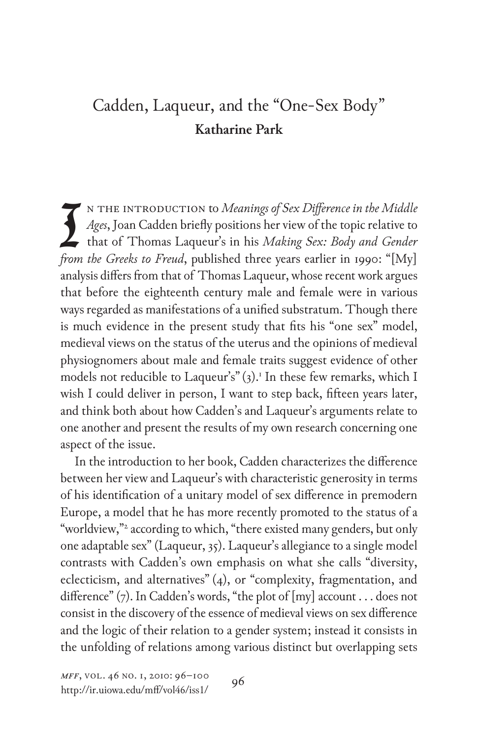# Cadden, Laqueur, and the "One-Sex Body"

**Katharine Park**

In the introduction to *Meanings of Sex Difference in the Middle Ages*, Joan Cadden briefly positions her view of the topic relative to that of Thomas Laqueur's in his *Making Sex: Body and Gender from the Greeks to Freud*, published three years earlier in 1990: "[My] analysis differs from that of Thomas Laqueur, whose recent work argues that before the eighteenth century male and female were in various ways regarded as manifestations of a unified substratum. Though there is much evidence in the present study that fits his "one sex" model, medieval views on the status of the uterus and the opinions of medieval physiognomers about male and female traits suggest evidence of other models not reducible to Laqueur's" (3).[1] In these few remarks, which I wish I could deliver in person, I want to step back, fifteen years later, and think both about how Cadden's and Laqueur's arguments relate to one another and present the results of my own research concerning one aspect of the issue.

In the introduction to her book, Cadden characterizes the difference between her view and Laqueur's with characteristic generosity in terms of his identification of a unitary model of sex difference in premodern Europe, a model that he has more recently promoted to the status of a "worldview,"[2] according to which, "there existed many genders, but only one adaptable sex" (Laqueur, 35). Laqueur's allegiance to a single model contrasts with Cadden's own emphasis on what she calls "diversity, eclecticism, and alternatives" (4), or "complexity, fragmentation, and difference" (7). In Cadden's words, "the plot of [my] account . . . does not consist in the discovery of the essence of medieval views on sex difference and the logic of their relation to a gender system; instead it consists in the unfolding of relations among various distinct but overlapping sets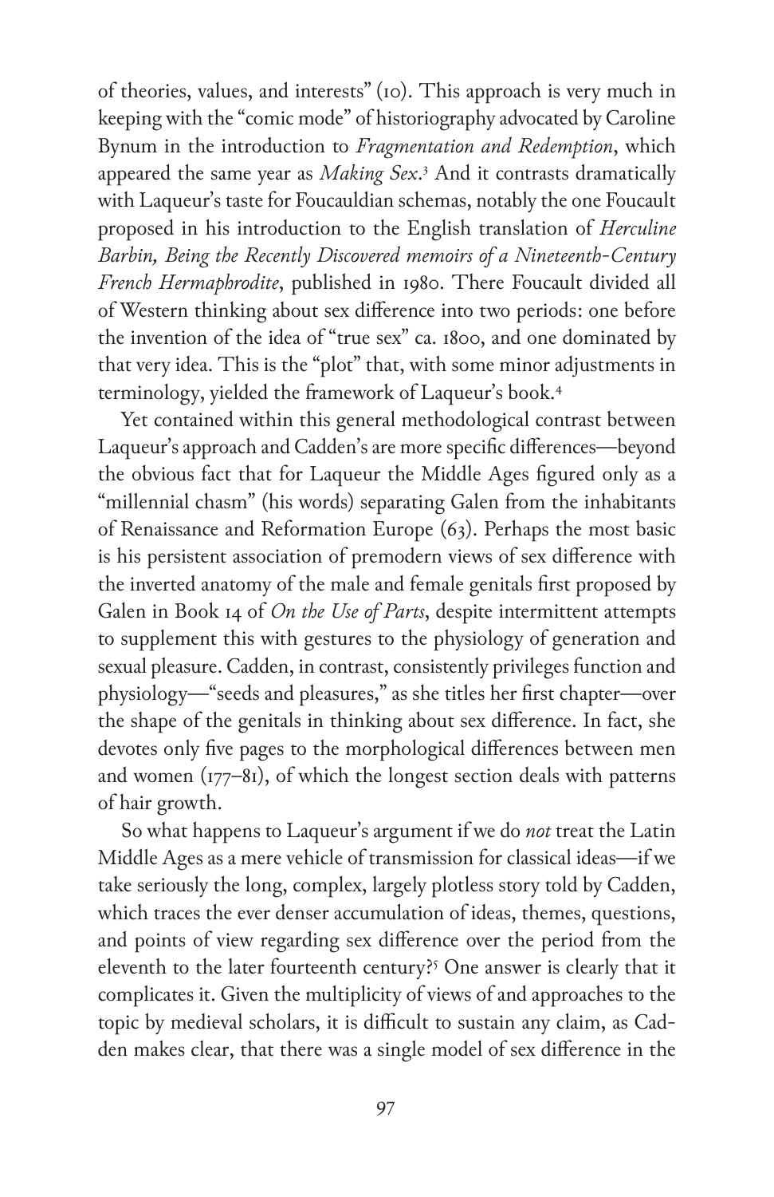of theories, values, and interests" (10). This approach is very much in keeping with the "comic mode" of historiography advocated by Caroline Bynum in the introduction to *Fragmentation and Redemption*, which appeared the same year as *Making Sex*.[3] And it contrasts dramatically with Laqueur's taste for Foucauldian schemas, notably the one Foucault proposed in his introduction to the English translation of *Herculine Barbin, Being the Recently Discovered memoirs of a Nineteenth-Century French Hermaphrodite*, published in 1980. There Foucault divided all of Western thinking about sex difference into two periods: one before the invention of the idea of "true sex" ca. 1800, and one dominated by that very idea. This is the "plot" that, with some minor adjustments in terminology, yielded the framework of Laqueur's book.[4]

Yet contained within this general methodological contrast between Laqueur's approach and Cadden's are more specific differences—beyond the obvious fact that for Laqueur the Middle Ages figured only as a "millennial chasm" (his words) separating Galen from the inhabitants of Renaissance and Reformation Europe (63). Perhaps the most basic is his persistent association of premodern views of sex difference with the inverted anatomy of the male and female genitals first proposed by Galen in Book 14 of *On the Use of Parts*, despite intermittent attempts to supplement this with gestures to the physiology of generation and sexual pleasure. Cadden, in contrast, consistently privileges function and physiology—"seeds and pleasures," as she titles her first chapter—over the shape of the genitals in thinking about sex difference. In fact, she devotes only five pages to the morphological differences between men and women (177–81), of which the longest section deals with patterns of hair growth.

So what happens to Laqueur's argument if we do *not* treat the Latin Middle Ages as a mere vehicle of transmission for classical ideas—if we take seriously the long, complex, largely plotless story told by Cadden, which traces the ever denser accumulation of ideas, themes, questions, and points of view regarding sex difference over the period from the eleventh to the later fourteenth century?[5] One answer is clearly that it complicates it. Given the multiplicity of views of and approaches to the topic by medieval scholars, it is difficult to sustain any claim, as Cadden makes clear, that there was a single model of sex difference in the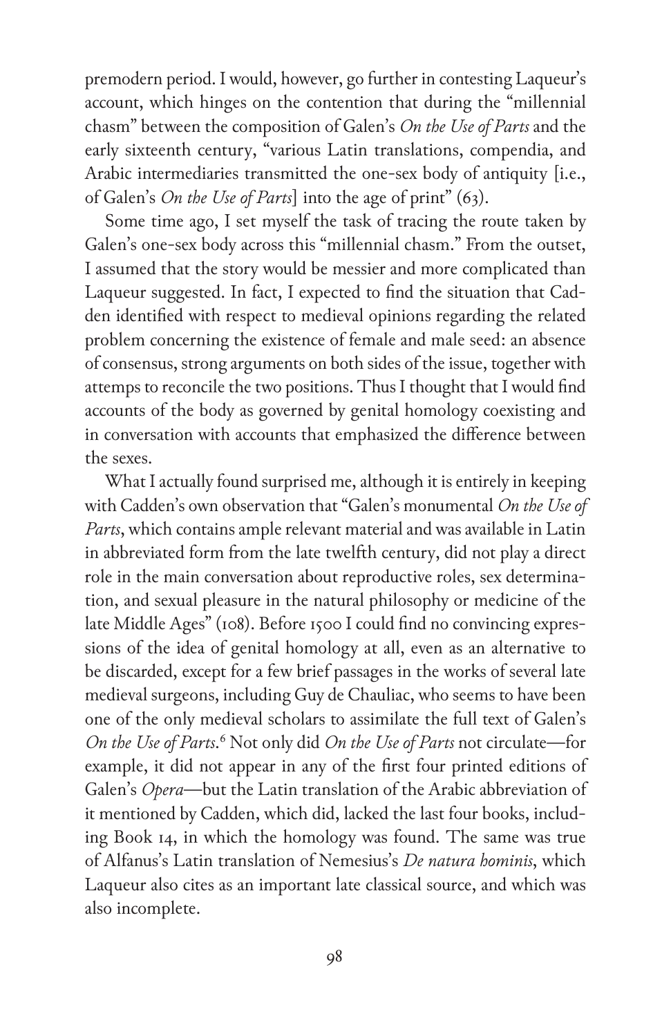premodern period. I would, however, go further in contesting Laqueur's account, which hinges on the contention that during the "millennial chasm" between the composition of Galen's *On the Use of Parts* and the early sixteenth century, "various Latin translations, compendia, and Arabic intermediaries transmitted the one-sex body of antiquity [i.e., of Galen's *On the Use of Parts*] into the age of print" (63).

Some time ago, I set myself the task of tracing the route taken by Galen's one-sex body across this "millennial chasm." From the outset, I assumed that the story would be messier and more complicated than Laqueur suggested. In fact, I expected to find the situation that Cadden identified with respect to medieval opinions regarding the related problem concerning the existence of female and male seed: an absence of consensus, strong arguments on both sides of the issue, together with attemps to reconcile the two positions. Thus I thought that I would find accounts of the body as governed by genital homology coexisting and in conversation with accounts that emphasized the difference between the sexes.

What I actually found surprised me, although it is entirely in keeping with Cadden's own observation that "Galen's monumental *On the Use of Parts*, which contains ample relevant material and was available in Latin in abbreviated form from the late twelfth century, did not play a direct role in the main conversation about reproductive roles, sex determination, and sexual pleasure in the natural philosophy or medicine of the late Middle Ages" (108). Before 1500 I could find no convincing expressions of the idea of genital homology at all, even as an alternative to be discarded, except for a few brief passages in the works of several late medieval surgeons, including Guy de Chauliac, who seems to have been one of the only medieval scholars to assimilate the full text of Galen's *On the Use of Parts*.[6] Not only did *On the Use of Parts* not circulate—for example, it did not appear in any of the first four printed editions of Galen's *Opera*—but the Latin translation of the Arabic abbreviation of it mentioned by Cadden, which did, lacked the last four books, including Book 14, in which the homology was found. The same was true of Alfanus's Latin translation of Nemesius's *De natura hominis*, which Laqueur also cites as an important late classical source, and which was also incomplete.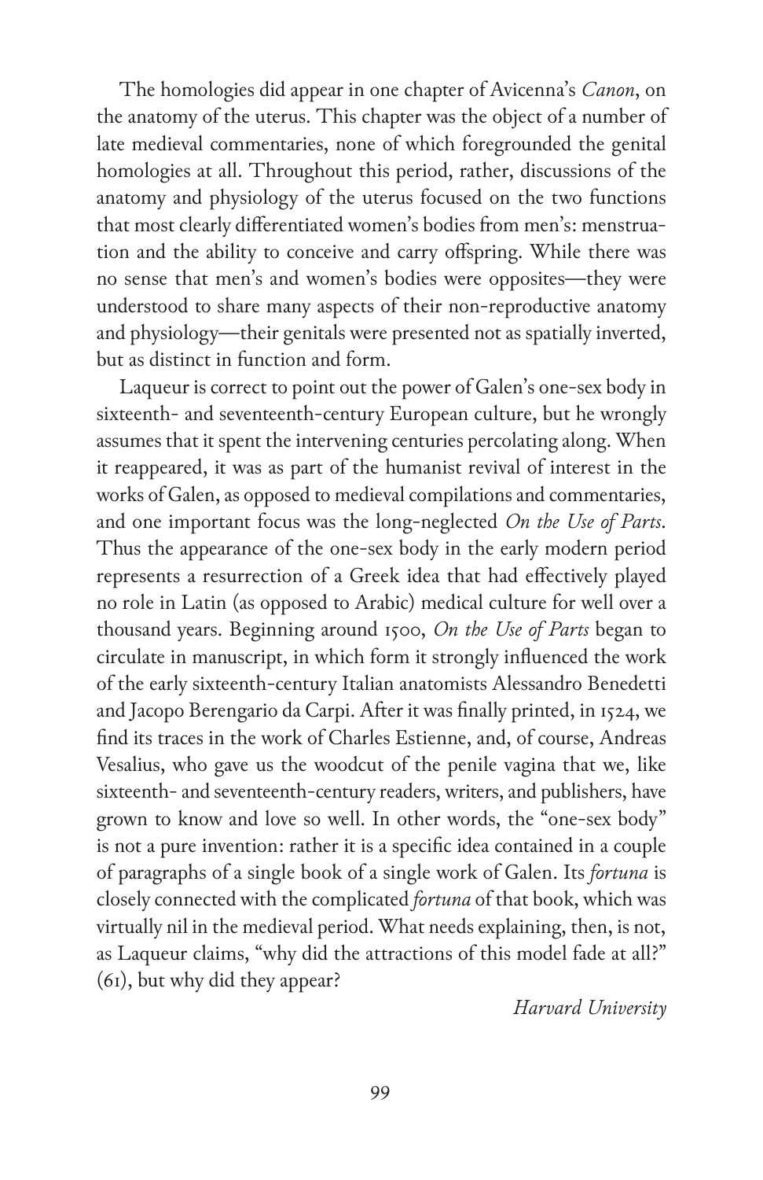The homologies did appear in one chapter of Avicenna's *Canon*, on the anatomy of the uterus. This chapter was the object of a number of late medieval commentaries, none of which foregrounded the genital homologies at all. Throughout this period, rather, discussions of the anatomy and physiology of the uterus focused on the two functions that most clearly differentiated women's bodies from men's: menstruation and the ability to conceive and carry offspring. While there was no sense that men's and women's bodies were opposites—they were understood to share many aspects of their non-reproductive anatomy and physiology—their genitals were presented not as spatially inverted, but as distinct in function and form.

Laqueur is correct to point out the power of Galen's one-sex body in sixteenth- and seventeenth-century European culture, but he wrongly assumes that it spent the intervening centuries percolating along. When it reappeared, it was as part of the humanist revival of interest in the works of Galen, as opposed to medieval compilations and commentaries, and one important focus was the long-neglected *On the Use of Parts*. Thus the appearance of the one-sex body in the early modern period represents a resurrection of a Greek idea that had effectively played no role in Latin (as opposed to Arabic) medical culture for well over a thousand years. Beginning around 1500, *On the Use of Parts* began to circulate in manuscript, in which form it strongly influenced the work of the early sixteenth-century Italian anatomists Alessandro Benedetti and Jacopo Berengario da Carpi. After it was finally printed, in 1524, we find its traces in the work of Charles Estienne, and, of course, Andreas Vesalius, who gave us the woodcut of the penile vagina that we, like sixteenth- and seventeenth-century readers, writers, and publishers, have grown to know and love so well. In other words, the "one-sex body" is not a pure invention: rather it is a specific idea contained in a couple of paragraphs of a single book of a single work of Galen. Its *fortuna* is closely connected with the complicated *fortuna* of that book, which was virtually nil in the medieval period. What needs explaining, then, is not, as Laqueur claims, "why did the attractions of this model fade at all?" (61), but why did they appear?

*Harvard University*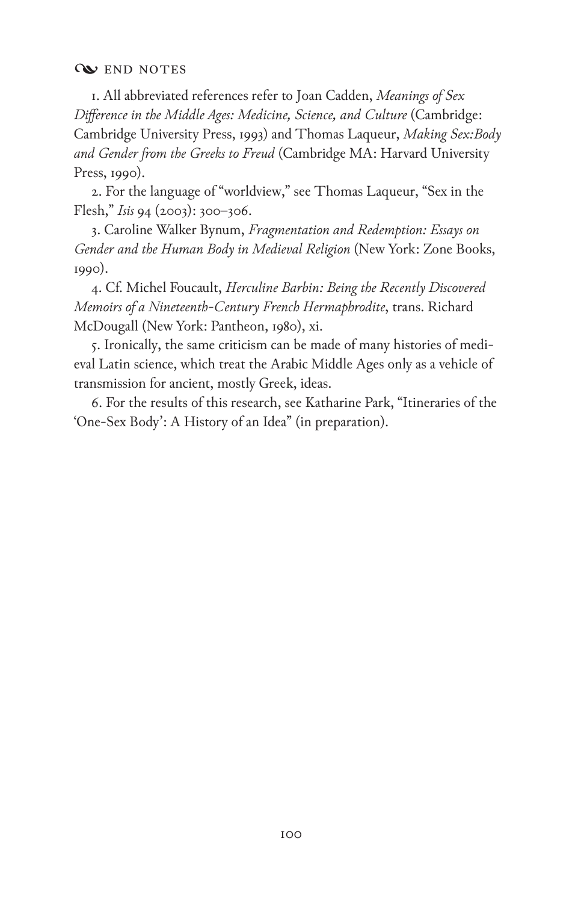## END NOTES

1. All abbreviated references refer to Joan Cadden, *Meanings of Sex Difference in the Middle Ages: Medicine, Science, and Culture* (Cambridge: Cambridge University Press, 1993) and Thomas Laqueur, *Making Sex:Body and Gender from the Greeks to Freud* (Cambridge MA: Harvard University Press, 1990).

2. For the language of "worldview," see Thomas Laqueur, "Sex in the Flesh," *Isis* 94 (2003): 300–306.

3. Caroline Walker Bynum, *Fragmentation and Redemption: Essays on Gender and the Human Body in Medieval Religion* (New York: Zone Books, 1990).

4. Cf. Michel Foucault, *Herculine Barbin: Being the Recently Discovered Memoirs of a Nineteenth-Century French Hermaphrodite*, trans. Richard McDougall (New York: Pantheon, 1980), xi.

5. Ironically, the same criticism can be made of many histories of medieval Latin science, which treat the Arabic Middle Ages only as a vehicle of transmission for ancient, mostly Greek, ideas.

6. For the results of this research, see Katharine Park, "Itineraries of the 'One-Sex Body': A History of an Idea" (in preparation).